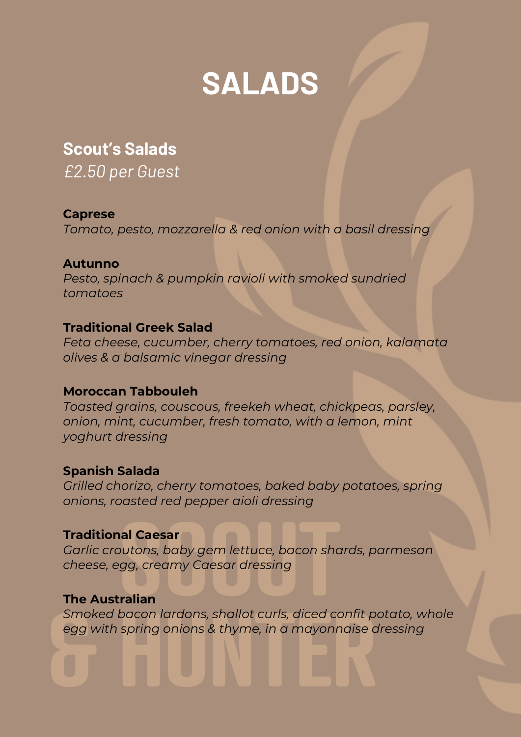# SALADS

## Scout's Salads

*£2.50 per Guest*

**Caprese**
*Tomato, pesto, mozzarella & red onion with a basil dressing*

**Autunno**
*Pesto, spinach & pumpkin ravioli with smoked sundried tomatoes*

**Traditional Greek Salad**
*Feta cheese, cucumber, cherry tomatoes, red onion, kalamata olives & a balsamic vinegar dressing*

**Moroccan Tabbouleh**
*Toasted grains, couscous, freekeh wheat, chickpeas, parsley, onion, mint, cucumber, fresh tomato, with a lemon, mint yoghurt dressing*

**Spanish Salada**
*Grilled chorizo, cherry tomatoes, baked baby potatoes, spring onions, roasted red pepper aioli dressing*

**Traditional Caesar**
*Garlic croutons, baby gem lettuce, bacon shards, parmesan cheese, egg, creamy Caesar dressing*

**The Australian**
*Smoked bacon lardons, shallot curls, diced confit potato, whole egg with spring onions & thyme, in a mayonnaise dressing*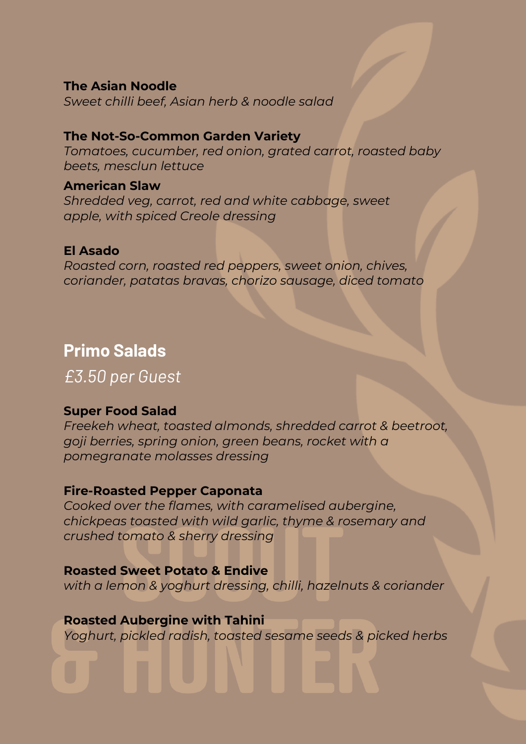**The Asian Noodle**
*Sweet chilli beef, Asian herb & noodle salad*

**The Not-So-Common Garden Variety**
*Tomatoes, cucumber, red onion, grated carrot, roasted baby beets, mesclun lettuce*

**American Slaw**
*Shredded veg, carrot, red and white cabbage, sweet apple, with spiced Creole dressing*

**El Asado**
*Roasted corn, roasted red peppers, sweet onion, chives, coriander, patatas bravas, chorizo sausage, diced tomato*

## Primo Salads

*£3.50 per Guest*

**Super Food Salad**
*Freekeh wheat, toasted almonds, shredded carrot & beetroot, goji berries, spring onion, green beans, rocket with a pomegranate molasses dressing*

**Fire-Roasted Pepper Caponata**
*Cooked over the flames, with caramelised aubergine, chickpeas toasted with wild garlic, thyme & rosemary and crushed tomato & sherry dressing*

**Roasted Sweet Potato & Endive**
*with a lemon & yoghurt dressing, chilli, hazelnuts & coriander*

**Roasted Aubergine with Tahini**
*Yoghurt, pickled radish, toasted sesame seeds & picked herbs*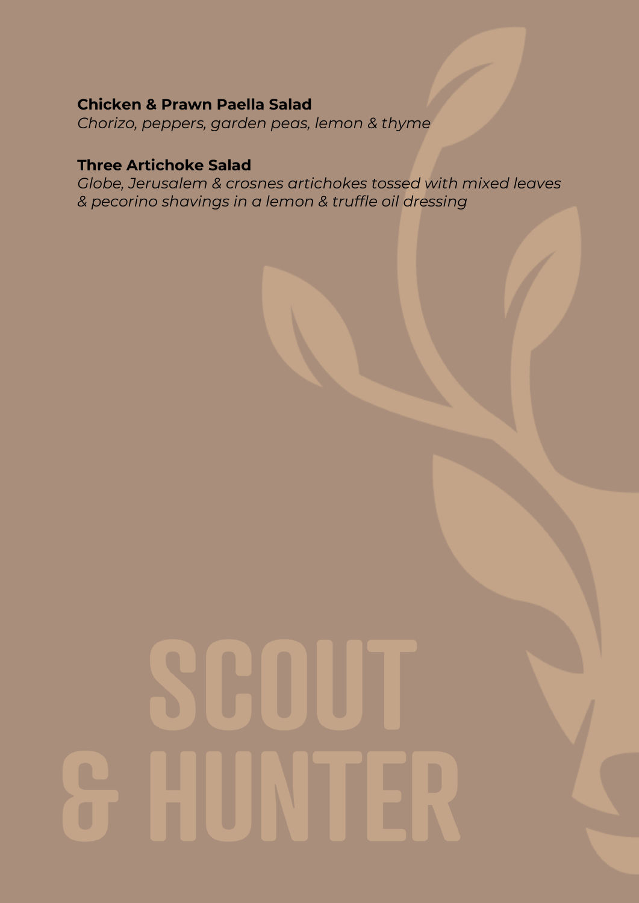**Chicken & Prawn Paella Salad**
*Chorizo, peppers, garden peas, lemon & thyme*

**Three Artichoke Salad**
*Globe, Jerusalem & crosnes artichokes tossed with mixed leaves & pecorino shavings in a lemon & truffle oil dressing*

SCOUT & HUNTER